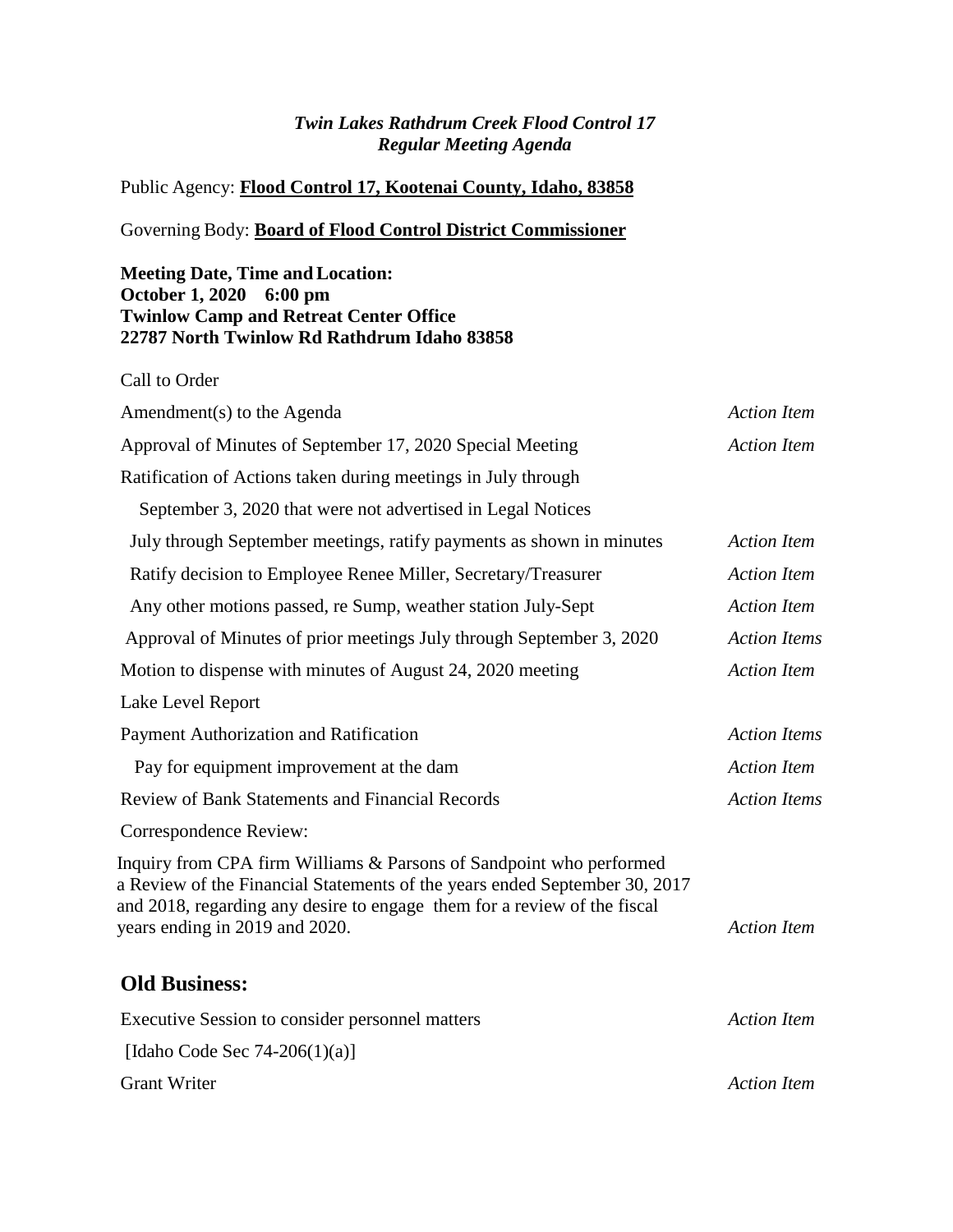***Twin Lakes Rathdrum Creek Flood Control 17***
***Regular Meeting Agenda***

Public Agency: **Flood Control 17, Kootenai County, Idaho, 83858**

Governing Body: **Board of Flood Control District Commissioner**

**Meeting Date, Time and Location:**
**October 1, 2020 6:00 pm**
**Twinlow Camp and Retreat Center Office**
**22787 North Twinlow Rd Rathdrum Idaho 83858**

| | |
|---|---|
| Call to Order | |
| Amendment(s) to the Agenda | *Action Item* |
| Approval of Minutes of September 17, 2020 Special Meeting | *Action Item* |
| Ratification of Actions taken during meetings in July through September 3, 2020 that were not advertised in Legal Notices | |
| July through September meetings, ratify payments as shown in minutes | *Action Item* |
| Ratify decision to Employee Renee Miller, Secretary/Treasurer | *Action Item* |
| Any other motions passed, re Sump, weather station July-Sept | *Action Item* |
| Approval of Minutes of prior meetings July through September 3, 2020 | *Action Items* |
| Motion to dispense with minutes of August 24, 2020 meeting | *Action Item* |
| Lake Level Report | |
| Payment Authorization and Ratification | *Action Items* |
| Pay for equipment improvement at the dam | *Action Item* |
| Review of Bank Statements and Financial Records | *Action Items* |
| Correspondence Review: | |
| Inquiry from CPA firm Williams & Parsons of Sandpoint who performed a Review of the Financial Statements of the years ended September 30, 2017 and 2018, regarding any desire to engage them for a review of the fiscal years ending in 2019 and 2020. | *Action Item* |

## Old Business:

| | |
|---|---|
| Executive Session to consider personnel matters [Idaho Code Sec 74-206(1)(a)] | *Action Item* |
| Grant Writer | *Action Item* |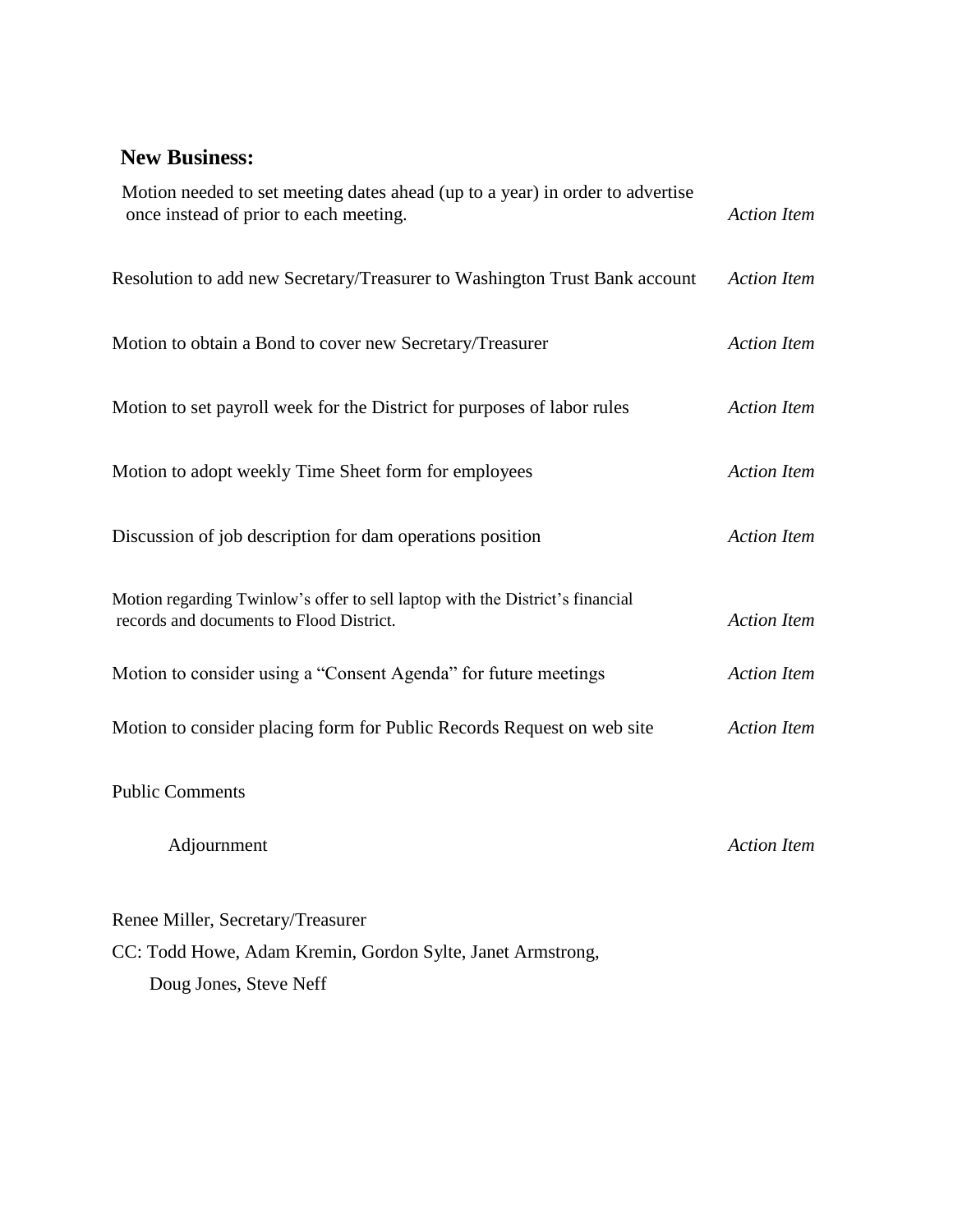## New Business:

Motion needed to set meeting dates ahead (up to a year) in order to advertise once instead of prior to each meeting. *Action Item*

Resolution to add new Secretary/Treasurer to Washington Trust Bank account *Action Item*

Motion to obtain a Bond to cover new Secretary/Treasurer *Action Item*

Motion to set payroll week for the District for purposes of labor rules *Action Item*

Motion to adopt weekly Time Sheet form for employees *Action Item*

Discussion of job description for dam operations position *Action Item*

Motion regarding Twinlow's offer to sell laptop with the District's financial records and documents to Flood District. *Action Item*

Motion to consider using a "Consent Agenda" for future meetings *Action Item*

Motion to consider placing form for Public Records Request on web site *Action Item*

Public Comments

Adjournment *Action Item*

Renee Miller, Secretary/Treasurer

CC: Todd Howe, Adam Kremin, Gordon Sylte, Janet Armstrong,
Doug Jones, Steve Neff